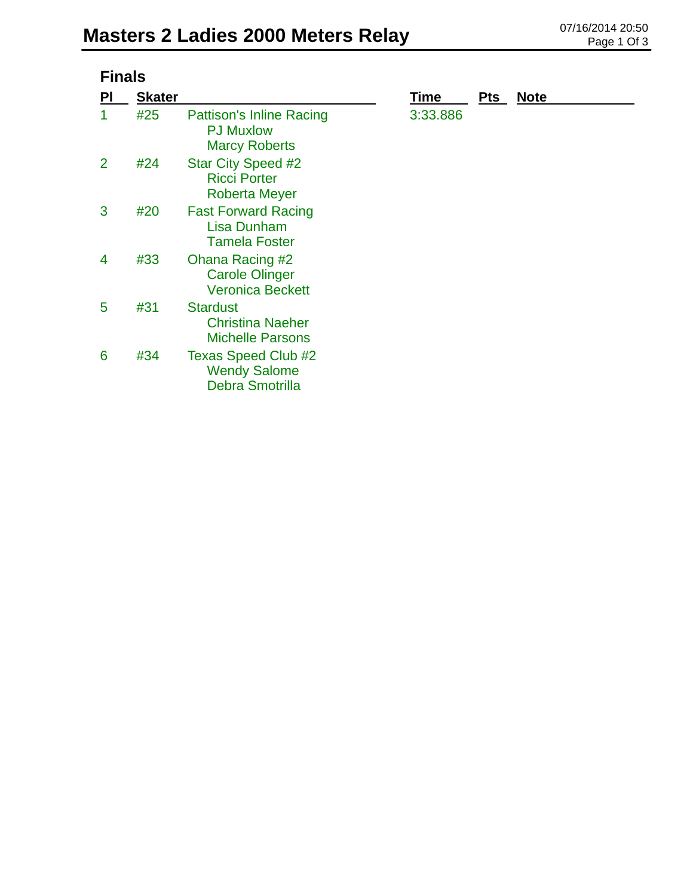# Masters 2 Ladies 2000 Meters Relay

07/16/2014 20:50

## Finals

| Pl | Skater | | Time | Pts | Note |
|---|---|---|---|---|---|
| 1 | #25 | Pattison's Inline Racing<br>PJ Muxlow<br>Marcy Roberts | 3:33.886 | | |
| 2 | #24 | Star City Speed #2<br>Ricci Porter<br>Roberta Meyer | | | |
| 3 | #20 | Fast Forward Racing<br>Lisa Dunham<br>Tamela Foster | | | |
| 4 | #33 | Ohana Racing #2<br>Carole Olinger<br>Veronica Beckett | | | |
| 5 | #31 | Stardust<br>Christina Naeher<br>Michelle Parsons | | | |
| 6 | #34 | Texas Speed Club #2<br>Wendy Salome<br>Debra Smotrilla | | | |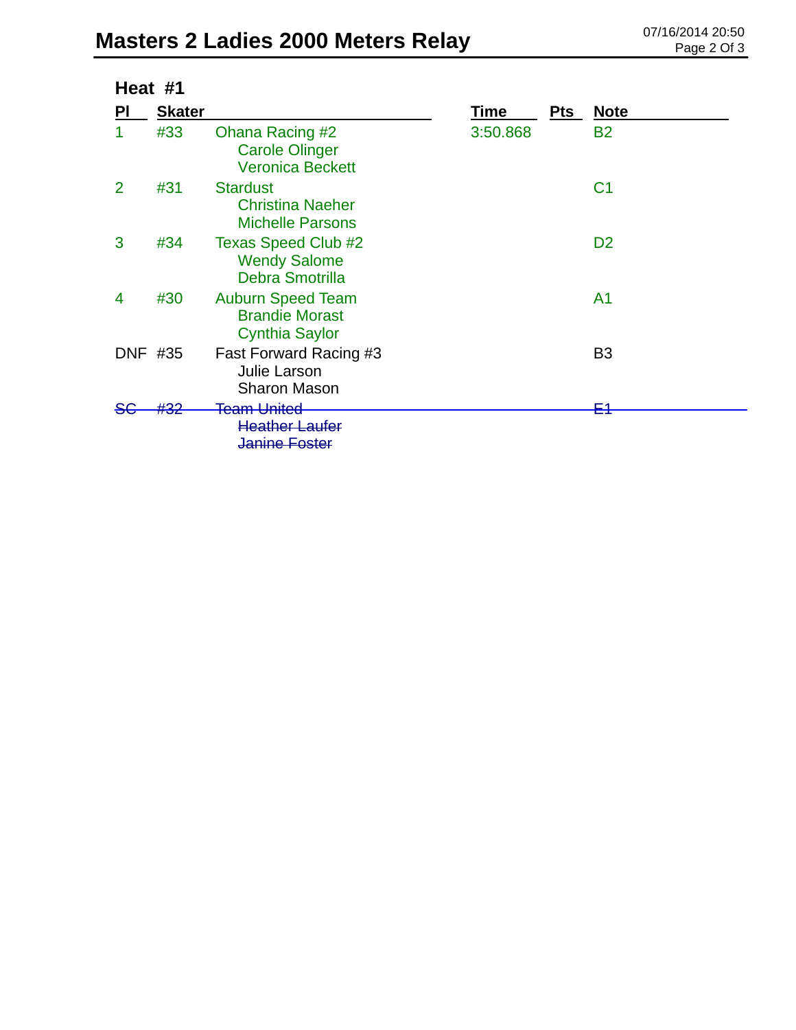# Masters 2 Ladies 2000 Meters Relay

07/16/2014 20:50

## Heat #1

| Pl | Skater | | Time | Pts | Note |
| --- | --- | --- | --- | --- | --- |
| 1 | #33 | Ohana Racing #2<br>Carole Olinger<br>Veronica Beckett | 3:50.868 | | B2 |
| 2 | #31 | Stardust<br>Christina Naeher<br>Michelle Parsons | | | C1 |
| 3 | #34 | Texas Speed Club #2<br>Wendy Salome<br>Debra Smotrilla | | | D2 |
| 4 | #30 | Auburn Speed Team<br>Brandie Morast<br>Cynthia Saylor | | | A1 |
| DNF | #35 | Fast Forward Racing #3<br>Julie Larson<br>Sharon Mason | | | B3 |
| ~~SC~~ | ~~#32~~ | ~~Team United~~<br>~~Heather Laufer~~<br>~~Janine Foster~~ | | | ~~E1~~ |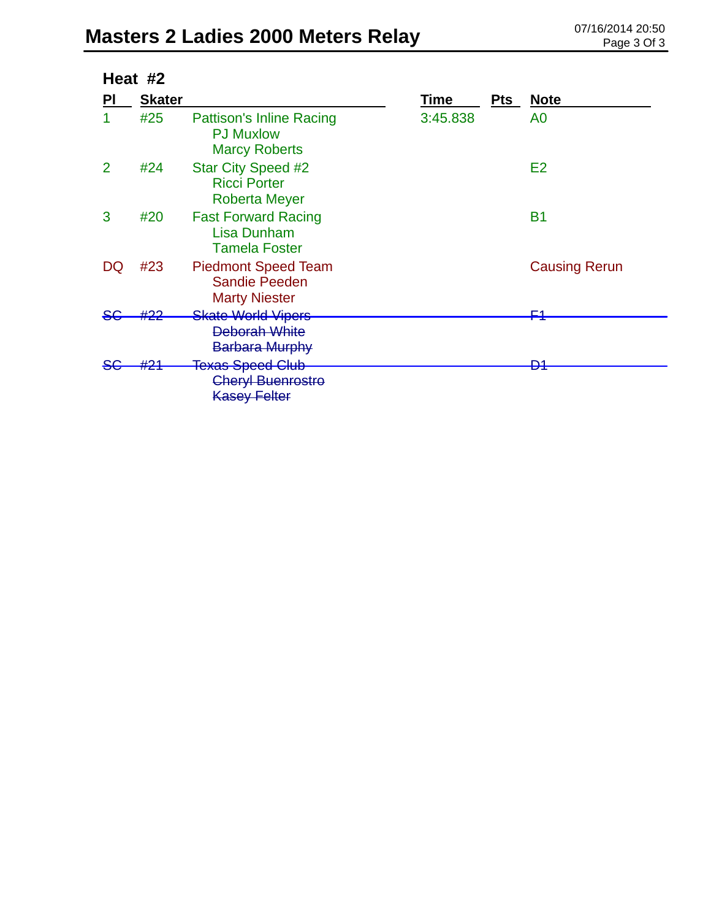# Masters 2 Ladies 2000 Meters Relay

07/16/2014 20:50

## Heat #2

| Pl | Skater | | Time | Pts | Note |
|---|---|---|---|---|---|
| 1 | #25 | Pattison's Inline Racing<br>PJ Muxlow<br>Marcy Roberts | 3:45.838 | | A0 |
| 2 | #24 | Star City Speed #2<br>Ricci Porter<br>Roberta Meyer | | | E2 |
| 3 | #20 | Fast Forward Racing<br>Lisa Dunham<br>Tamela Foster | | | B1 |
| DQ | #23 | Piedmont Speed Team<br>Sandie Peeden<br>Marty Niester | | | Causing Rerun |
| ~~SC~~ | ~~#22~~ | ~~Skate World Vipers~~<br>~~Deborah White~~<br>~~Barbara Murphy~~ | | | ~~F1~~ |
| ~~SC~~ | ~~#21~~ | ~~Texas Speed Club~~<br>~~Cheryl Buenrostro~~<br>~~Kasey Felter~~ | | | ~~D1~~ |